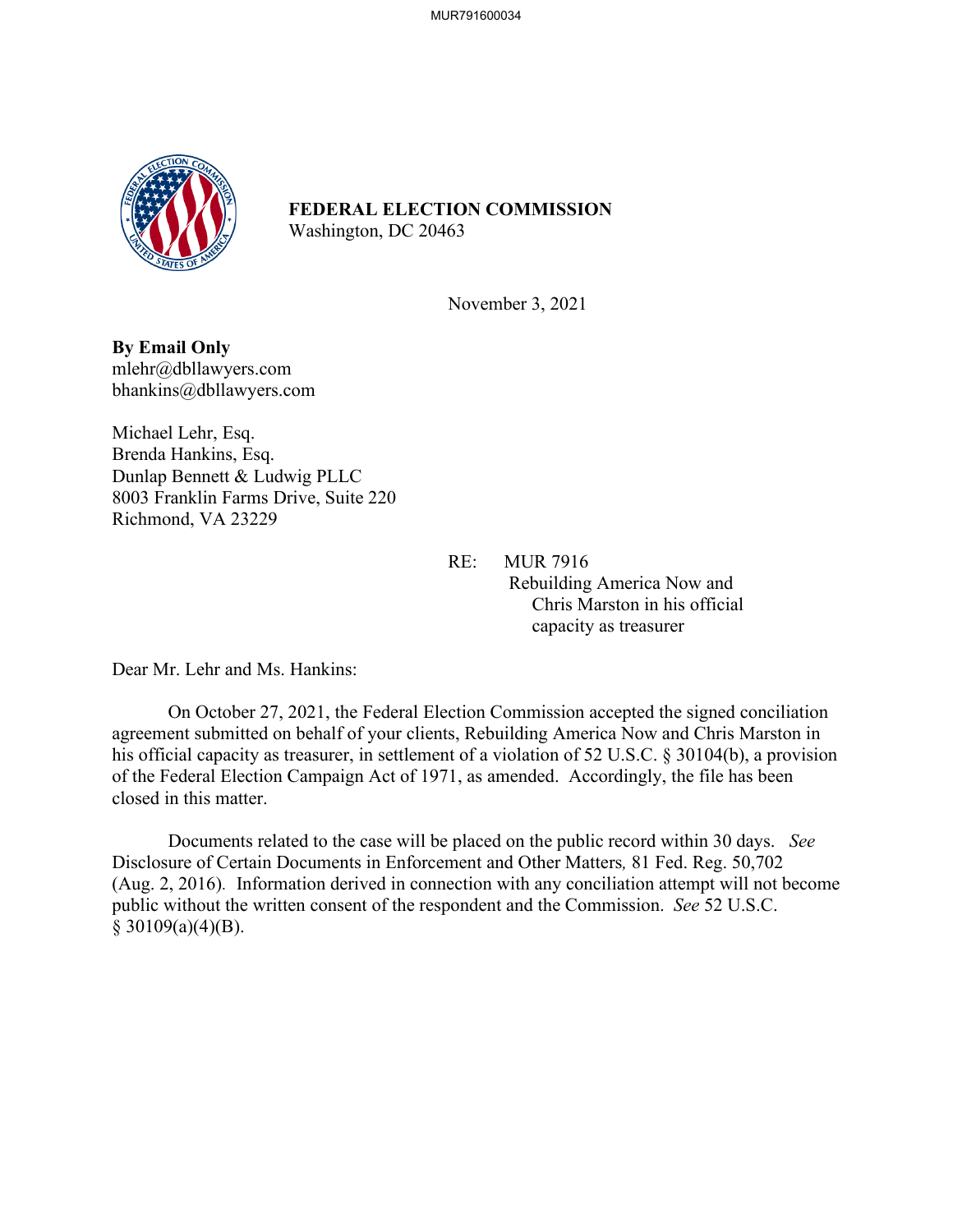**FEDERAL ELECTION COMMISSION**
Washington, DC 20463

November 3, 2021

**By Email Only**
mlehr@dbllawyers.com
bhankins@dbllawyers.com

Michael Lehr, Esq.
Brenda Hankins, Esq.
Dunlap Bennett & Ludwig PLLC
8003 Franklin Farms Drive, Suite 220
Richmond, VA 23229

RE: MUR 7916
Rebuilding America Now and
Chris Marston in his official
capacity as treasurer

Dear Mr. Lehr and Ms. Hankins:

On October 27, 2021, the Federal Election Commission accepted the signed conciliation agreement submitted on behalf of your clients, Rebuilding America Now and Chris Marston in his official capacity as treasurer, in settlement of a violation of 52 U.S.C. § 30104(b), a provision of the Federal Election Campaign Act of 1971, as amended. Accordingly, the file has been closed in this matter.

Documents related to the case will be placed on the public record within 30 days. *See* Disclosure of Certain Documents in Enforcement and Other Matters*,* 81 Fed. Reg. 50,702 (Aug. 2, 2016). Information derived in connection with any conciliation attempt will not become public without the written consent of the respondent and the Commission. *See* 52 U.S.C. § 30109(a)(4)(B).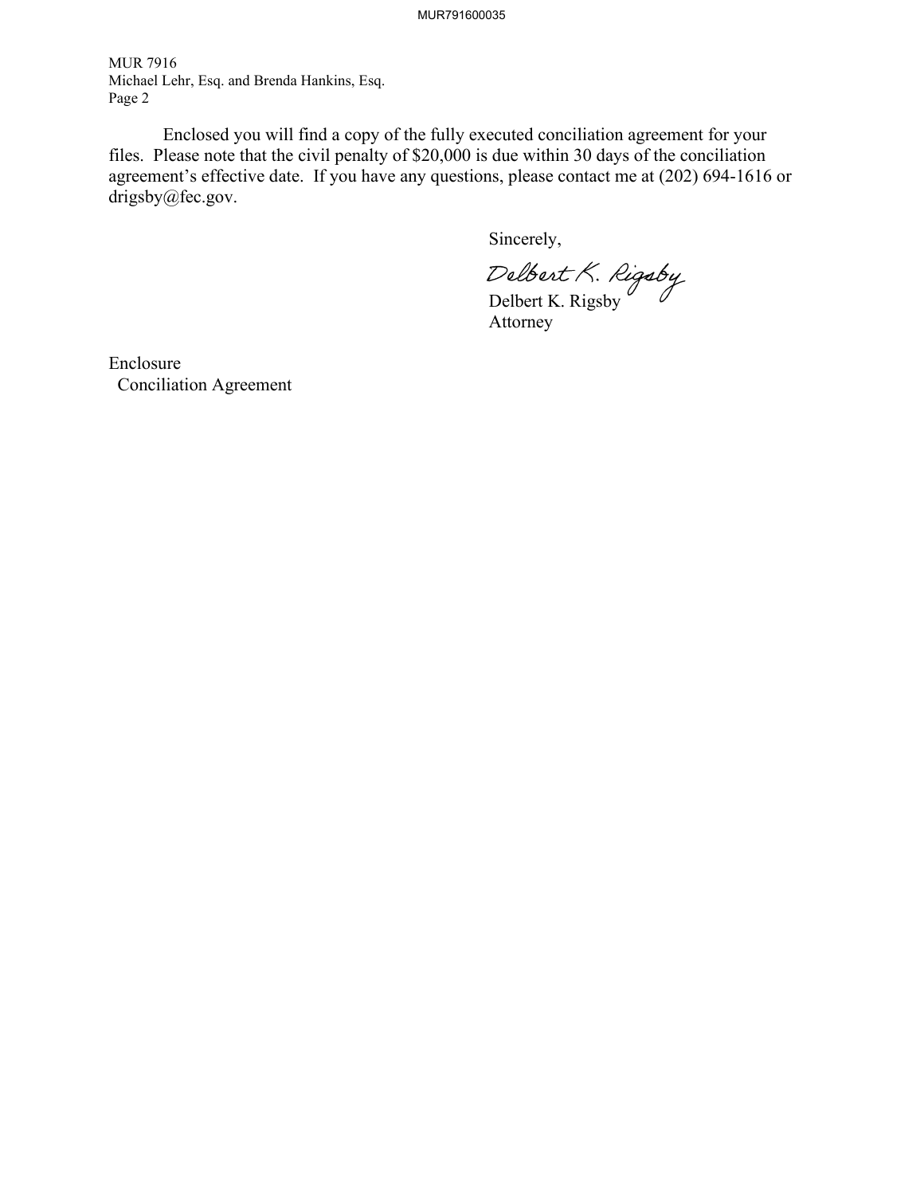MUR 7916
Michael Lehr, Esq. and Brenda Hankins, Esq.
Page 2

Enclosed you will find a copy of the fully executed conciliation agreement for your files. Please note that the civil penalty of $20,000 is due within 30 days of the conciliation agreement's effective date. If you have any questions, please contact me at (202) 694-1616 or drigsby@fec.gov.

Sincerely,

Delbert K. Rigsby

Delbert K. Rigsby
Attorney

Enclosure
Conciliation Agreement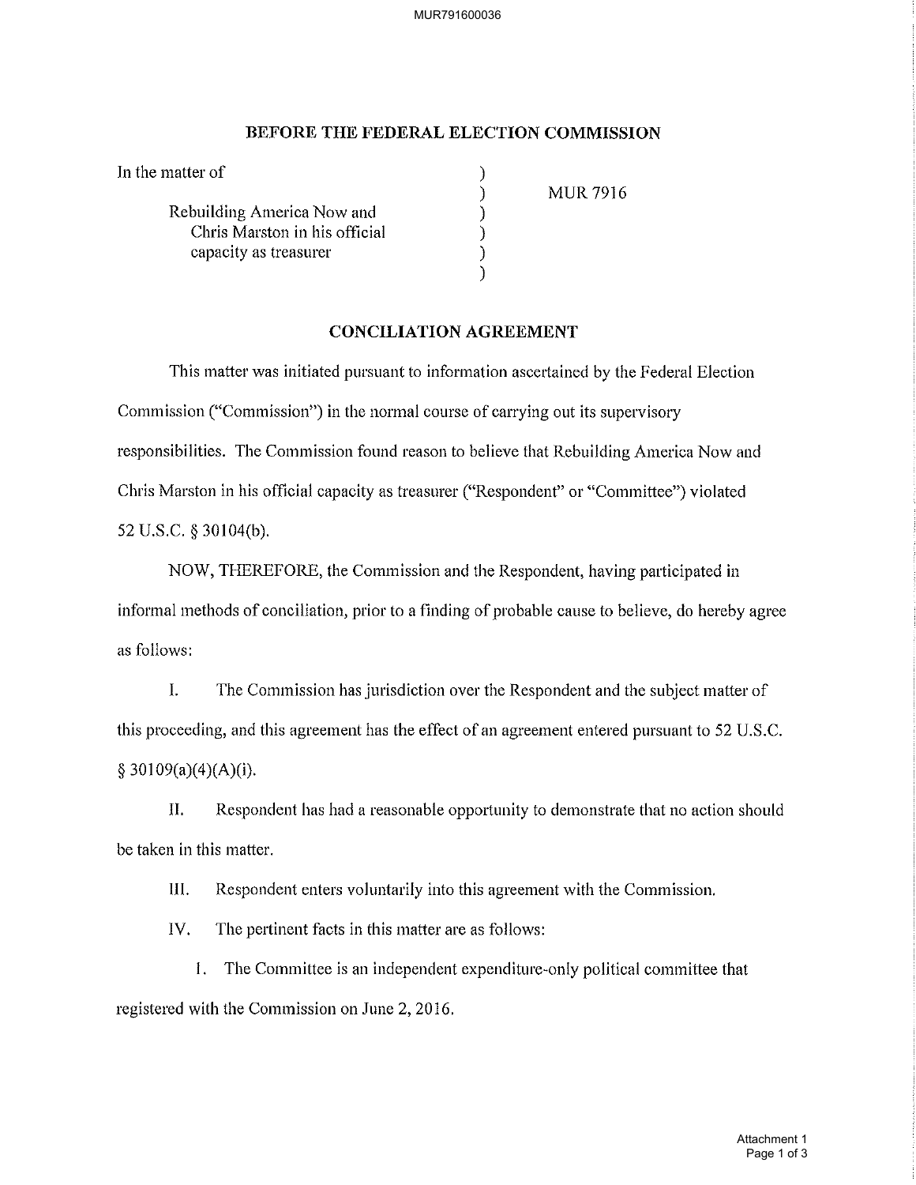**BEFORE THE FEDERAL ELECTION COMMISSION**

| | | |
|---|---|---|
| In the matter of | ) | |
| | ) | MUR 7916 |
| Rebuilding America Now and | ) | |
| Chris Marston in his official | ) | |
| capacity as treasurer | ) | |
| | ) | |

**CONCILIATION AGREEMENT**

This matter was initiated pursuant to information ascertained by the Federal Election Commission ("Commission") in the normal course of carrying out its supervisory responsibilities. The Commission found reason to believe that Rebuilding America Now and Chris Marston in his official capacity as treasurer ("Respondent" or "Committee") violated 52 U.S.C. § 30104(b).

NOW, THEREFORE, the Commission and the Respondent, having participated in informal methods of conciliation, prior to a finding of probable cause to believe, do hereby agree as follows:

I. The Commission has jurisdiction over the Respondent and the subject matter of this proceeding, and this agreement has the effect of an agreement entered pursuant to 52 U.S.C. § 30109(a)(4)(A)(i).

II. Respondent has had a reasonable opportunity to demonstrate that no action should be taken in this matter.

III. Respondent enters voluntarily into this agreement with the Commission.

IV. The pertinent facts in this matter are as follows:

1. The Committee is an independent expenditure-only political committee that registered with the Commission on June 2, 2016.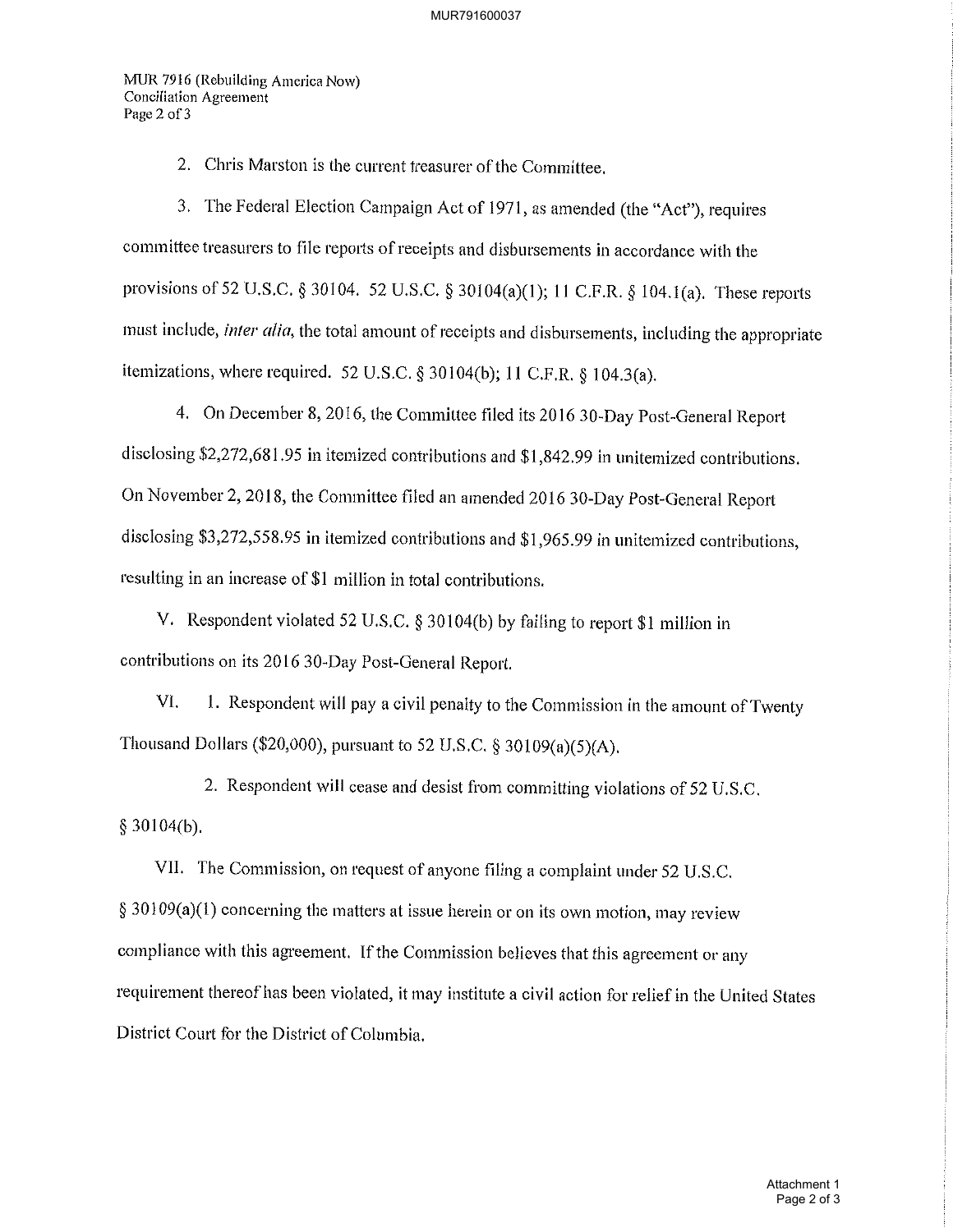2. Chris Marston is the current treasurer of the Committee.

3. The Federal Election Campaign Act of 1971, as amended (the "Act"), requires committee treasurers to file reports of receipts and disbursements in accordance with the provisions of 52 U.S.C. § 30104. 52 U.S.C. § 30104(a)(1); 11 C.F.R. § 104.1(a). These reports must include, *inter alia*, the total amount of receipts and disbursements, including the appropriate itemizations, where required. 52 U.S.C. § 30104(b); 11 C.F.R. § 104.3(a).

4. On December 8, 2016, the Committee filed its 2016 30-Day Post-General Report disclosing $2,272,681.95 in itemized contributions and $1,842.99 in unitemized contributions. On November 2, 2018, the Committee filed an amended 2016 30-Day Post-General Report disclosing $3,272,558.95 in itemized contributions and $1,965.99 in unitemized contributions, resulting in an increase of $1 million in total contributions.

V. Respondent violated 52 U.S.C. § 30104(b) by failing to report $1 million in contributions on its 2016 30-Day Post-General Report.

VI. 1. Respondent will pay a civil penalty to the Commission in the amount of Twenty Thousand Dollars ($20,000), pursuant to 52 U.S.C. § 30109(a)(5)(A).

2. Respondent will cease and desist from committing violations of 52 U.S.C. § 30104(b).

VII. The Commission, on request of anyone filing a complaint under 52 U.S.C. § 30109(a)(1) concerning the matters at issue herein or on its own motion, may review compliance with this agreement. If the Commission believes that this agreement or any requirement thereof has been violated, it may institute a civil action for relief in the United States District Court for the District of Columbia.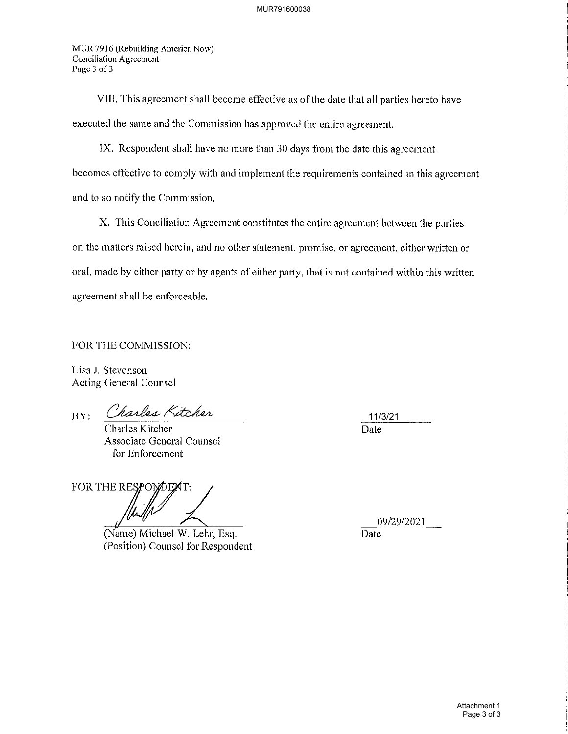VIII. This agreement shall become effective as of the date that all parties hereto have executed the same and the Commission has approved the entire agreement.

IX. Respondent shall have no more than 30 days from the date this agreement becomes effective to comply with and implement the requirements contained in this agreement and to so notify the Commission.

X. This Conciliation Agreement constitutes the entire agreement between the parties on the matters raised herein, and no other statement, promise, or agreement, either written or oral, made by either party or by agents of either party, that is not contained within this written agreement shall be enforceable.

FOR THE COMMISSION:

Lisa J. Stevenson
Acting General Counsel

BY: *Charles Kitcher*
Charles Kitcher
Associate General Counsel
for Enforcement

11/3/21
Date

FOR THE RESPONDENT:

(Name) Michael W. Lehr, Esq.
(Position) Counsel for Respondent

09/29/2021
Date